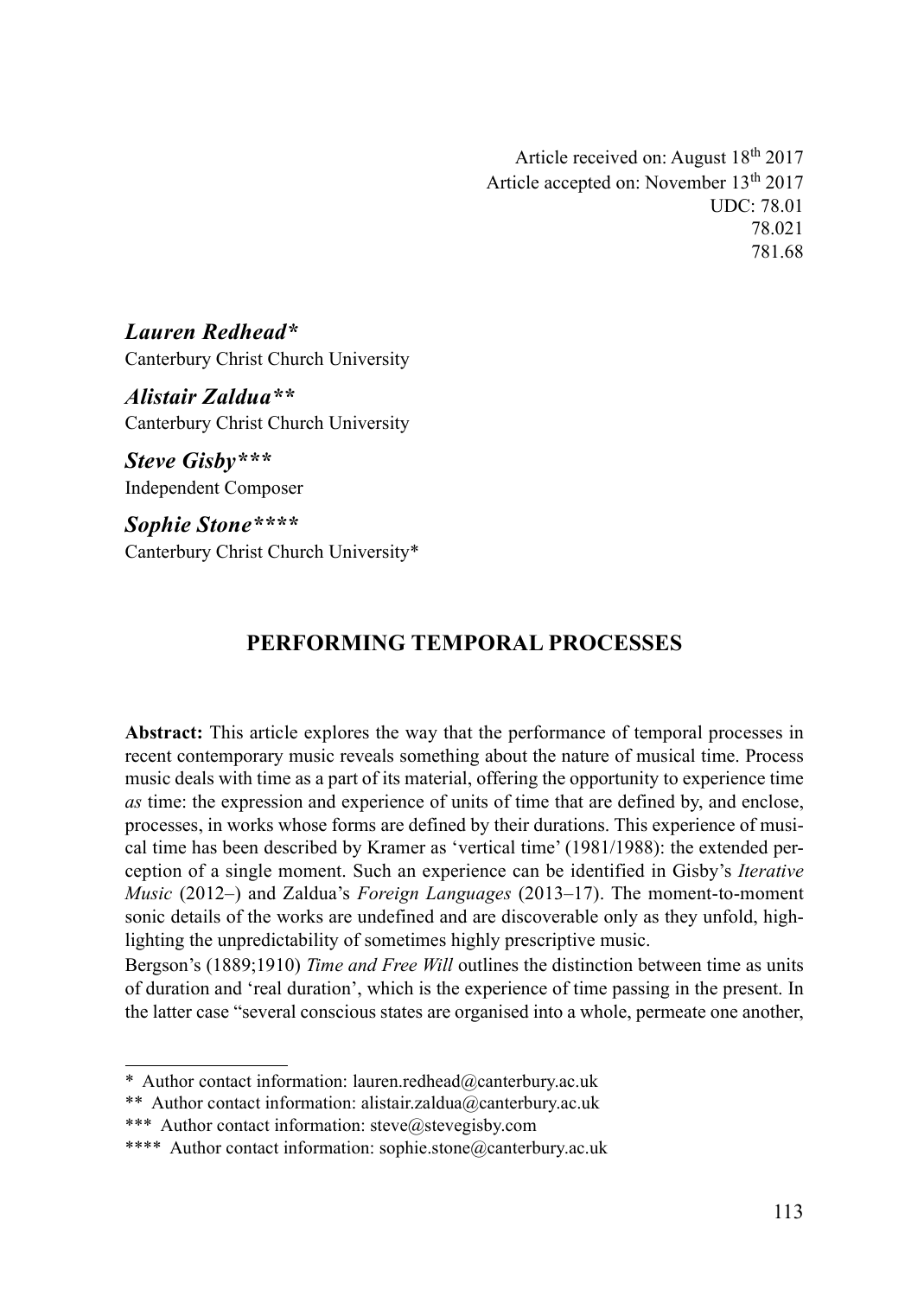Article received on: August 18th 2017
Article accepted on: November 13th 2017
UDC: 78.01
78.021
781.68

***Lauren Redhead****
Canterbury Christ Church University

***Alistair Zaldua*****
Canterbury Christ Church University

***Steve Gisby******
Independent Composer

***Sophie Stone*******
Canterbury Christ Church University*

# PERFORMING TEMPORAL PROCESSES

**Abstract:** This article explores the way that the performance of temporal processes in recent contemporary music reveals something about the nature of musical time. Process music deals with time as a part of its material, offering the opportunity to experience time *as* time: the expression and experience of units of time that are defined by, and enclose, processes, in works whose forms are defined by their durations. This experience of musical time has been described by Kramer as 'vertical time' (1981/1988): the extended perception of a single moment. Such an experience can be identified in Gisby's *Iterative Music* (2012–) and Zaldua's *Foreign Languages* (2013–17). The moment-to-moment sonic details of the works are undefined and are discoverable only as they unfold, highlighting the unpredictability of sometimes highly prescriptive music.

Bergson's (1889;1910) *Time and Free Will* outlines the distinction between time as units of duration and 'real duration', which is the experience of time passing in the present. In the latter case "several conscious states are organised into a whole, permeate one another,

---

\* Author contact information: lauren.redhead@canterbury.ac.uk

\*\* Author contact information: alistair.zaldua@canterbury.ac.uk

\*\*\* Author contact information: steve@stevegisby.com

\*\*\*\* Author contact information: sophie.stone@canterbury.ac.uk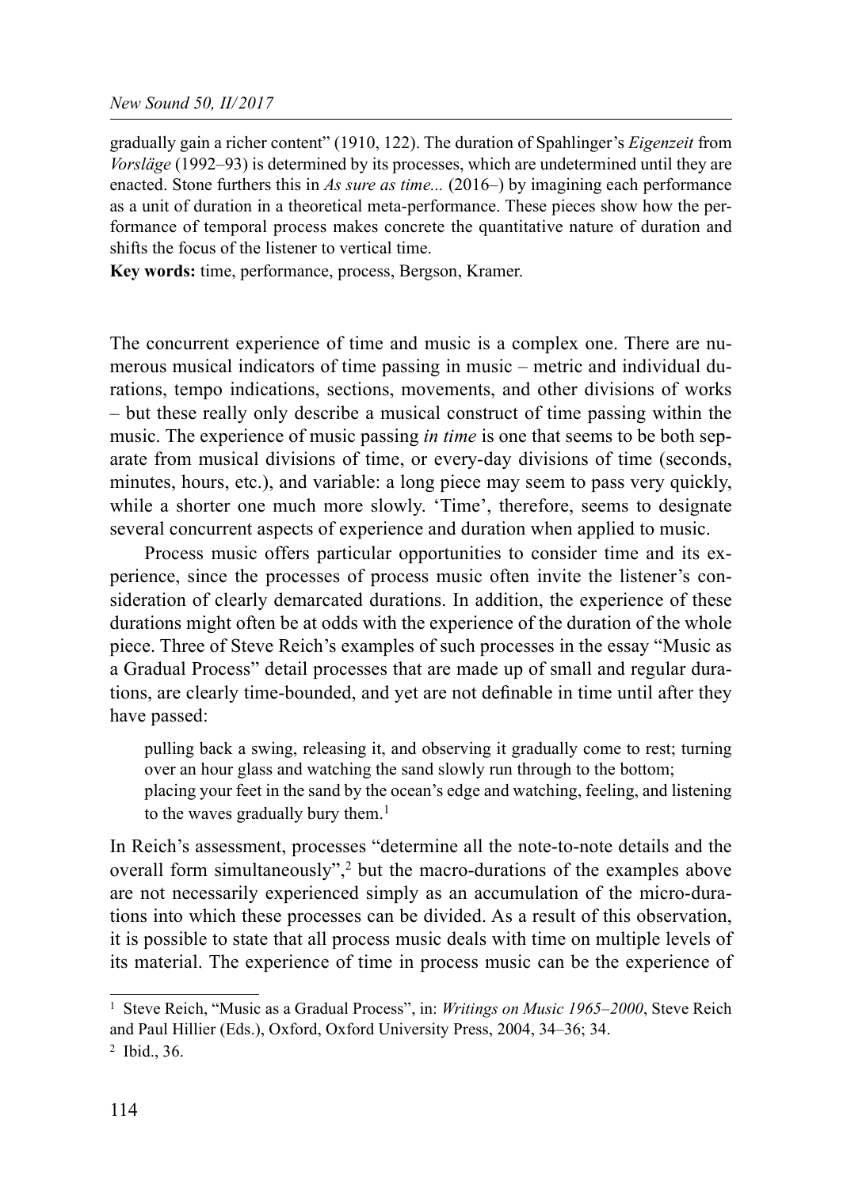gradually gain a richer content" (1910, 122). The duration of Spahlinger's *Eigenzeit* from *Vorsläge* (1992–93) is determined by its processes, which are undetermined until they are enacted. Stone furthers this in *As sure as time...* (2016–) by imagining each performance as a unit of duration in a theoretical meta-performance. These pieces show how the performance of temporal process makes concrete the quantitative nature of duration and shifts the focus of the listener to vertical time.

**Key words:** time, performance, process, Bergson, Kramer.

The concurrent experience of time and music is a complex one. There are numerous musical indicators of time passing in music – metric and individual durations, tempo indications, sections, movements, and other divisions of works – but these really only describe a musical construct of time passing within the music. The experience of music passing *in time* is one that seems to be both separate from musical divisions of time, or every-day divisions of time (seconds, minutes, hours, etc.), and variable: a long piece may seem to pass very quickly, while a shorter one much more slowly. 'Time', therefore, seems to designate several concurrent aspects of experience and duration when applied to music.

Process music offers particular opportunities to consider time and its experience, since the processes of process music often invite the listener's consideration of clearly demarcated durations. In addition, the experience of these durations might often be at odds with the experience of the duration of the whole piece. Three of Steve Reich's examples of such processes in the essay "Music as a Gradual Process" detail processes that are made up of small and regular durations, are clearly time-bounded, and yet are not definable in time until after they have passed:

> pulling back a swing, releasing it, and observing it gradually come to rest; turning over an hour glass and watching the sand slowly run through to the bottom;
> placing your feet in the sand by the ocean's edge and watching, feeling, and listening to the waves gradually bury them.[1]

In Reich's assessment, processes "determine all the note-to-note details and the overall form simultaneously",[2] but the macro-durations of the examples above are not necessarily experienced simply as an accumulation of the micro-durations into which these processes can be divided. As a result of this observation, it is possible to state that all process music deals with time on multiple levels of its material. The experience of time in process music can be the experience of

[1] Steve Reich, "Music as a Gradual Process", in: *Writings on Music 1965–2000*, Steve Reich and Paul Hillier (Eds.), Oxford, Oxford University Press, 2004, 34–36; 34.

[2] Ibid., 36.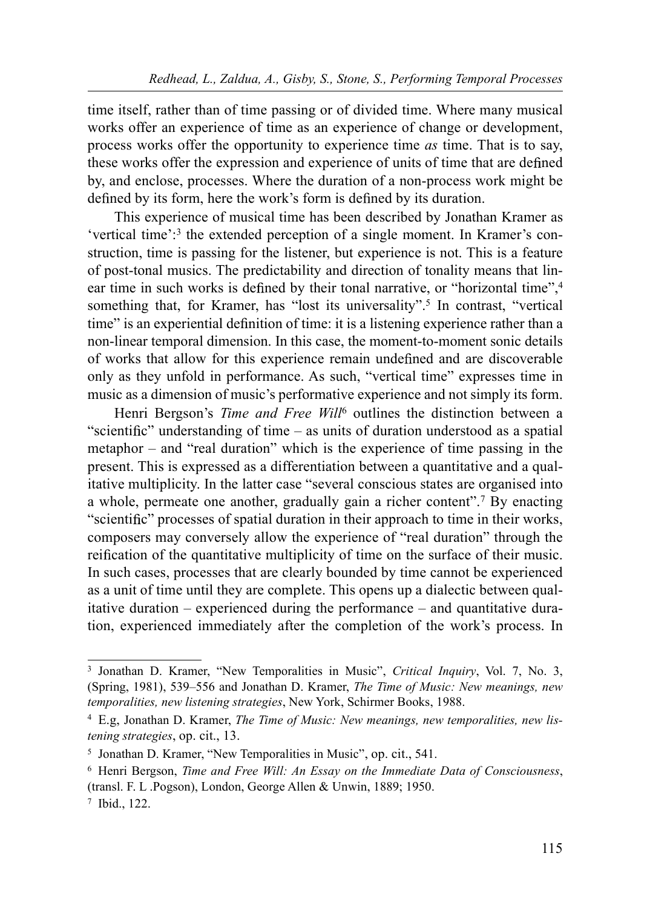time itself, rather than of time passing or of divided time. Where many musical works offer an experience of time as an experience of change or development, process works offer the opportunity to experience time *as* time. That is to say, these works offer the expression and experience of units of time that are defined by, and enclose, processes. Where the duration of a non-process work might be defined by its form, here the work's form is defined by its duration.

This experience of musical time has been described by Jonathan Kramer as 'vertical time':[3] the extended perception of a single moment. In Kramer's construction, time is passing for the listener, but experience is not. This is a feature of post-tonal musics. The predictability and direction of tonality means that linear time in such works is defined by their tonal narrative, or "horizontal time",[4] something that, for Kramer, has "lost its universality".[5] In contrast, "vertical time" is an experiential definition of time: it is a listening experience rather than a non-linear temporal dimension. In this case, the moment-to-moment sonic details of works that allow for this experience remain undefined and are discoverable only as they unfold in performance. As such, "vertical time" expresses time in music as a dimension of music's performative experience and not simply its form.

Henri Bergson's *Time and Free Will*[6] outlines the distinction between a "scientific" understanding of time – as units of duration understood as a spatial metaphor – and "real duration" which is the experience of time passing in the present. This is expressed as a differentiation between a quantitative and a qualitative multiplicity. In the latter case "several conscious states are organised into a whole, permeate one another, gradually gain a richer content".[7] By enacting "scientific" processes of spatial duration in their approach to time in their works, composers may conversely allow the experience of "real duration" through the reification of the quantitative multiplicity of time on the surface of their music. In such cases, processes that are clearly bounded by time cannot be experienced as a unit of time until they are complete. This opens up a dialectic between qualitative duration – experienced during the performance – and quantitative duration, experienced immediately after the completion of the work's process. In

---

[3] Jonathan D. Kramer, "New Temporalities in Music", *Critical Inquiry*, Vol. 7, No. 3, (Spring, 1981), 539–556 and Jonathan D. Kramer, *The Time of Music: New meanings, new temporalities, new listening strategies*, New York, Schirmer Books, 1988.

[4] E.g, Jonathan D. Kramer, *The Time of Music: New meanings, new temporalities, new listening strategies*, op. cit., 13.

[5] Jonathan D. Kramer, "New Temporalities in Music", op. cit., 541.

[6] Henri Bergson, *Time and Free Will: An Essay on the Immediate Data of Consciousness*, (transl. F. L .Pogson), London, George Allen & Unwin, 1889; 1950.

[7] Ibid., 122.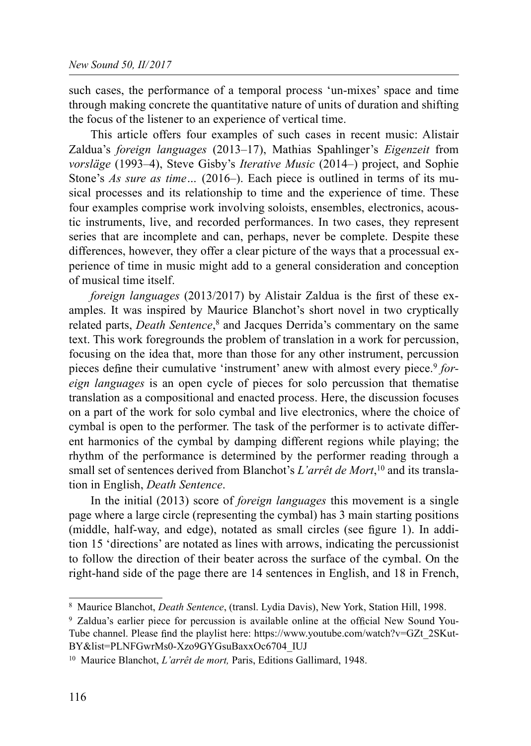such cases, the performance of a temporal process 'un-mixes' space and time through making concrete the quantitative nature of units of duration and shifting the focus of the listener to an experience of vertical time.

This article offers four examples of such cases in recent music: Alistair Zaldua's *foreign languages* (2013–17), Mathias Spahlinger's *Eigenzeit* from *vorsläge* (1993–4), Steve Gisby's *Iterative Music* (2014–) project, and Sophie Stone's *As sure as time…* (2016–). Each piece is outlined in terms of its musical processes and its relationship to time and the experience of time. These four examples comprise work involving soloists, ensembles, electronics, acoustic instruments, live, and recorded performances. In two cases, they represent series that are incomplete and can, perhaps, never be complete. Despite these differences, however, they offer a clear picture of the ways that a processual experience of time in music might add to a general consideration and conception of musical time itself.

*foreign languages* (2013/2017) by Alistair Zaldua is the first of these examples. It was inspired by Maurice Blanchot's short novel in two cryptically related parts, *Death Sentence*,[8] and Jacques Derrida's commentary on the same text. This work foregrounds the problem of translation in a work for percussion, focusing on the idea that, more than those for any other instrument, percussion pieces define their cumulative 'instrument' anew with almost every piece.[9] *foreign languages* is an open cycle of pieces for solo percussion that thematise translation as a compositional and enacted process. Here, the discussion focuses on a part of the work for solo cymbal and live electronics, where the choice of cymbal is open to the performer. The task of the performer is to activate different harmonics of the cymbal by damping different regions while playing; the rhythm of the performance is determined by the performer reading through a small set of sentences derived from Blanchot's *L'arrêt de Mort*,[10] and its translation in English, *Death Sentence*.

In the initial (2013) score of *foreign languages* this movement is a single page where a large circle (representing the cymbal) has 3 main starting positions (middle, half-way, and edge), notated as small circles (see figure 1). In addition 15 'directions' are notated as lines with arrows, indicating the percussionist to follow the direction of their beater across the surface of the cymbal. On the right-hand side of the page there are 14 sentences in English, and 18 in French,

---

[8] Maurice Blanchot, *Death Sentence*, (transl. Lydia Davis), New York, Station Hill, 1998.

[9] Zaldua's earlier piece for percussion is available online at the official New Sound YouTube channel. Please find the playlist here: https://www.youtube.com/watch?v=GZt_2SKutBY&list=PLNFGwrMs0-Xzo9GYGsuBaxxOc6704_IUJ

[10] Maurice Blanchot, *L'arrêt de mort,* Paris, Editions Gallimard, 1948.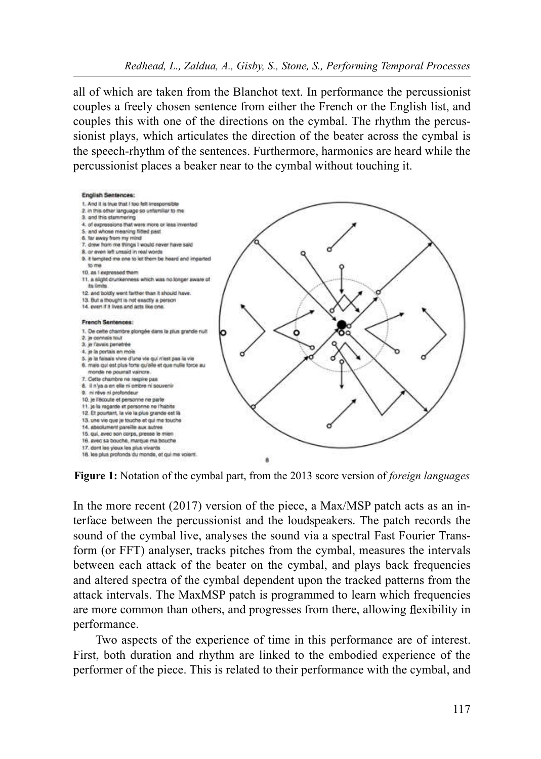all of which are taken from the Blanchot text. In performance the percussionist couples a freely chosen sentence from either the French or the English list, and couples this with one of the directions on the cymbal. The rhythm the percussionist plays, which articulates the direction of the beater across the cymbal is the speech-rhythm of the sentences. Furthermore, harmonics are heard while the percussionist places a beaker near to the cymbal without touching it.

**English Sentences:**

1. And it is true that I too felt irresponsible
2. in this other language so unfamiliar to me
3. and this stammering
4. of expressions that were more or less invented
5. and whose meaning flitted past
6. far away from my mind
7. drew from me things I would never have said
8. or even left unsaid in real words
9. it tempted me one to let them be heard and imparted to me
10. as I expressed them
11. a slight drunkenness which was no longer aware of its limits
12. and boldly went farther than it should have.
13. But a thought is not exactly a person
14. even if it lives and acts like one.

**French Sentences:**

1. De cette chambre plongée dans la plus grande nuit
2. je connais tout
3. je l'avais penetrée
4. je la portais en moi
5. je la faisais vivre d'une vie qui n'est pas la vie
6. mais qui est plus forte qu'elle et que nulle force au monde ne pourrait vaincre.
7. Cette chambre ne respire pas
8. il n'ya a en elle ni ombre ni souvenir
9. ni rêve ni profondeur
10. je l'écoute et personne ne parle
11. je la regarde et personne ne l'habite
12. Et pourtant, la vie la plus grande est là
13. une vie que je touche et qui me touche
14. absolument pareille aux autres
15. qui, avec son corps, presse le mien
16. avec sa bouche, marque ma bouche
17. dont les yieux les plus vivants
18. les plus profonds du monde, et qui me voient.

**Figure 1:** Notation of the cymbal part, from the 2013 score version of *foreign languages*

In the more recent (2017) version of the piece, a Max/MSP patch acts as an interface between the percussionist and the loudspeakers. The patch records the sound of the cymbal live, analyses the sound via a spectral Fast Fourier Transform (or FFT) analyser, tracks pitches from the cymbal, measures the intervals between each attack of the beater on the cymbal, and plays back frequencies and altered spectra of the cymbal dependent upon the tracked patterns from the attack intervals. The MaxMSP patch is programmed to learn which frequencies are more common than others, and progresses from there, allowing flexibility in performance.

Two aspects of the experience of time in this performance are of interest. First, both duration and rhythm are linked to the embodied experience of the performer of the piece. This is related to their performance with the cymbal, and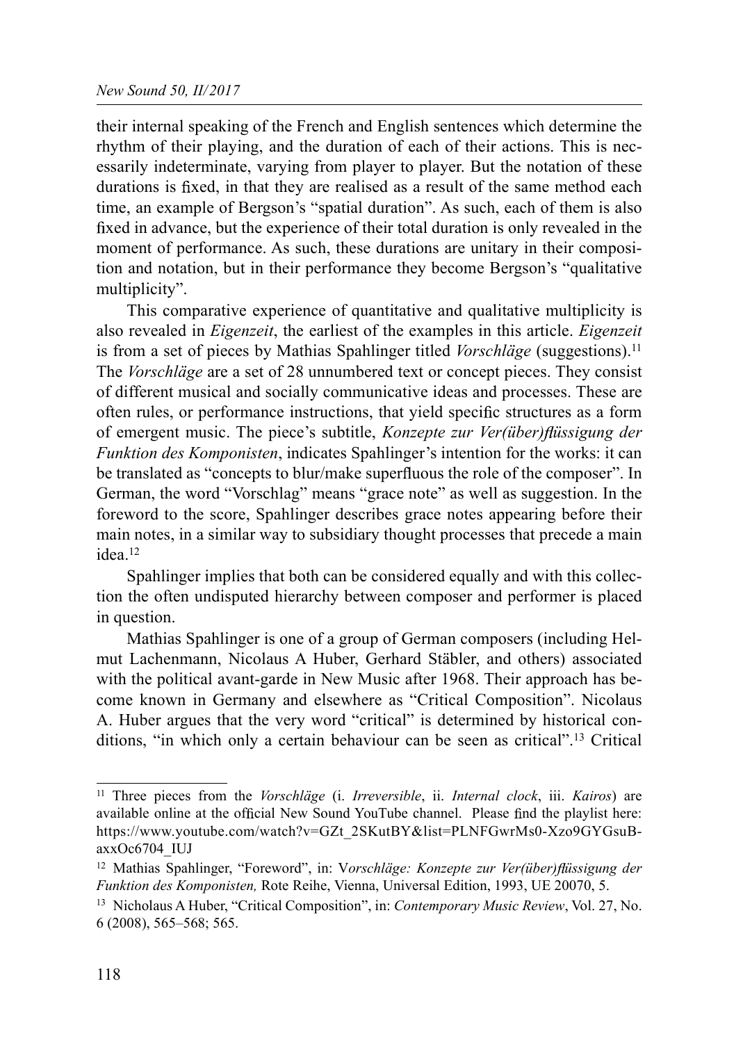their internal speaking of the French and English sentences which determine the rhythm of their playing, and the duration of each of their actions. This is necessarily indeterminate, varying from player to player. But the notation of these durations is fixed, in that they are realised as a result of the same method each time, an example of Bergson's "spatial duration". As such, each of them is also fixed in advance, but the experience of their total duration is only revealed in the moment of performance. As such, these durations are unitary in their composition and notation, but in their performance they become Bergson's "qualitative multiplicity".

This comparative experience of quantitative and qualitative multiplicity is also revealed in *Eigenzeit*, the earliest of the examples in this article. *Eigenzeit* is from a set of pieces by Mathias Spahlinger titled *Vorschläge* (suggestions).[11] The *Vorschläge* are a set of 28 unnumbered text or concept pieces. They consist of different musical and socially communicative ideas and processes. These are often rules, or performance instructions, that yield specific structures as a form of emergent music. The piece's subtitle, *Konzepte zur Ver(über)flüssigung der Funktion des Komponisten*, indicates Spahlinger's intention for the works: it can be translated as "concepts to blur/make superfluous the role of the composer". In German, the word "Vorschlag" means "grace note" as well as suggestion. In the foreword to the score, Spahlinger describes grace notes appearing before their main notes, in a similar way to subsidiary thought processes that precede a main idea.[12]

Spahlinger implies that both can be considered equally and with this collection the often undisputed hierarchy between composer and performer is placed in question.

Mathias Spahlinger is one of a group of German composers (including Helmut Lachenmann, Nicolaus A Huber, Gerhard Stäbler, and others) associated with the political avant-garde in New Music after 1968. Their approach has become known in Germany and elsewhere as "Critical Composition". Nicolaus A. Huber argues that the very word "critical" is determined by historical conditions, "in which only a certain behaviour can be seen as critical".[13] Critical

---

[11] Three pieces from the *Vorschläge* (i. *Irreversible*, ii. *Internal clock*, iii. *Kairos*) are available online at the official New Sound YouTube channel. Please find the playlist here: https://www.youtube.com/watch?v=GZt_2SKutBY&list=PLNFGwrMs0-Xzo9GYGsuBaxxOc6704_IUJ

[12] Mathias Spahlinger, "Foreword", in: V*orschläge: Konzepte zur Ver(über)flüssigung der Funktion des Komponisten,* Rote Reihe, Vienna, Universal Edition, 1993, UE 20070, 5.

[13] Nicholaus A Huber, "Critical Composition", in: *Contemporary Music Review*, Vol. 27, No. 6 (2008), 565–568; 565.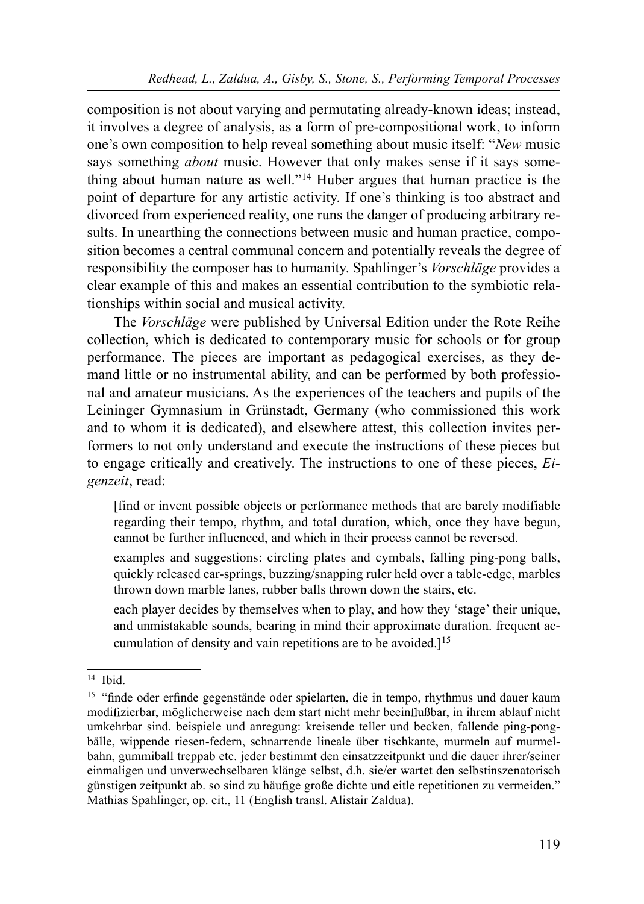composition is not about varying and permutating already-known ideas; instead, it involves a degree of analysis, as a form of pre-compositional work, to inform one's own composition to help reveal something about music itself: "*New* music says something *about* music. However that only makes sense if it says something about human nature as well."[14] Huber argues that human practice is the point of departure for any artistic activity. If one's thinking is too abstract and divorced from experienced reality, one runs the danger of producing arbitrary results. In unearthing the connections between music and human practice, composition becomes a central communal concern and potentially reveals the degree of responsibility the composer has to humanity. Spahlinger's *Vorschläge* provides a clear example of this and makes an essential contribution to the symbiotic relationships within social and musical activity.

The *Vorschläge* were published by Universal Edition under the Rote Reihe collection, which is dedicated to contemporary music for schools or for group performance. The pieces are important as pedagogical exercises, as they demand little or no instrumental ability, and can be performed by both professional and amateur musicians. As the experiences of the teachers and pupils of the Leininger Gymnasium in Grünstadt, Germany (who commissioned this work and to whom it is dedicated), and elsewhere attest, this collection invites performers to not only understand and execute the instructions of these pieces but to engage critically and creatively. The instructions to one of these pieces, *Eigenzeit*, read:

> [find or invent possible objects or performance methods that are barely modifiable regarding their tempo, rhythm, and total duration, which, once they have begun, cannot be further influenced, and which in their process cannot be reversed.
>
> examples and suggestions: circling plates and cymbals, falling ping-pong balls, quickly released car-springs, buzzing/snapping ruler held over a table-edge, marbles thrown down marble lanes, rubber balls thrown down the stairs, etc.
>
> each player decides by themselves when to play, and how they 'stage' their unique, and unmistakable sounds, bearing in mind their approximate duration. frequent accumulation of density and vain repetitions are to be avoided.][15]

---

[14] Ibid.

[15] "finde oder erfinde gegenstände oder spielarten, die in tempo, rhythmus und dauer kaum modifizierbar, möglicherweise nach dem start nicht mehr beeinflußbar, in ihrem ablauf nicht umkehrbar sind. beispiele und anregung: kreisende teller und becken, fallende ping-pong-bälle, wippende riesen-federn, schnarrende lineale über tischkante, murmeln auf murmelbahn, gummiball treppab etc. jeder bestimmt den einsatzzeitpunkt und die dauer ihrer/seiner einmaligen und unverwechselbaren klänge selbst, d.h. sie/er wartet den selbstinszenatorisch günstigen zeitpunkt ab. so sind zu häufige große dichte und eitle repetitionen zu vermeiden." Mathias Spahlinger, op. cit., 11 (English transl. Alistair Zaldua).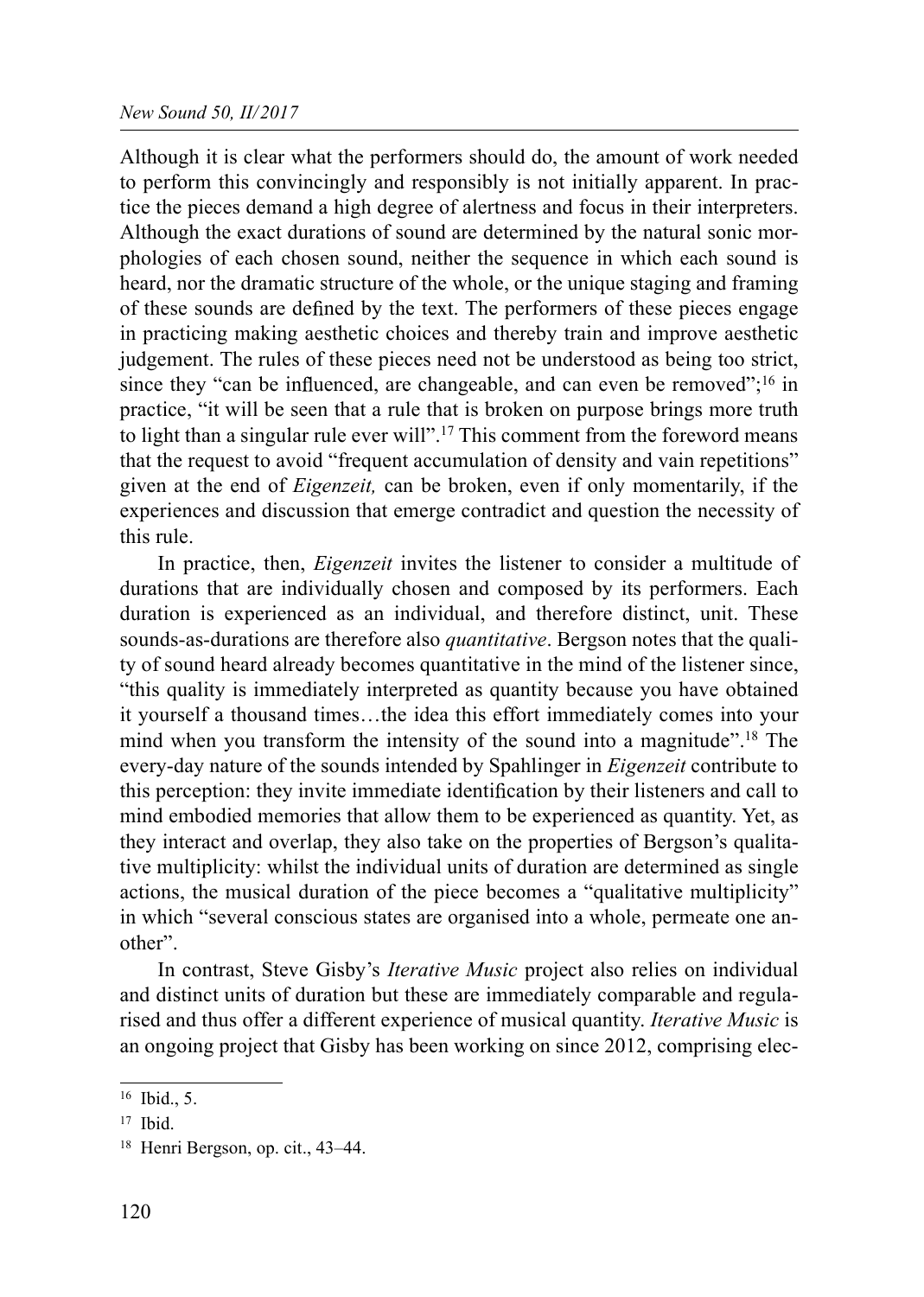Although it is clear what the performers should do, the amount of work needed to perform this convincingly and responsibly is not initially apparent. In practice the pieces demand a high degree of alertness and focus in their interpreters. Although the exact durations of sound are determined by the natural sonic morphologies of each chosen sound, neither the sequence in which each sound is heard, nor the dramatic structure of the whole, or the unique staging and framing of these sounds are defined by the text. The performers of these pieces engage in practicing making aesthetic choices and thereby train and improve aesthetic judgement. The rules of these pieces need not be understood as being too strict, since they "can be influenced, are changeable, and can even be removed";[16] in practice, "it will be seen that a rule that is broken on purpose brings more truth to light than a singular rule ever will".[17] This comment from the foreword means that the request to avoid "frequent accumulation of density and vain repetitions" given at the end of *Eigenzeit,* can be broken, even if only momentarily, if the experiences and discussion that emerge contradict and question the necessity of this rule.

In practice, then, *Eigenzeit* invites the listener to consider a multitude of durations that are individually chosen and composed by its performers. Each duration is experienced as an individual, and therefore distinct, unit. These sounds-as-durations are therefore also *quantitative*. Bergson notes that the quality of sound heard already becomes quantitative in the mind of the listener since, "this quality is immediately interpreted as quantity because you have obtained it yourself a thousand times…the idea this effort immediately comes into your mind when you transform the intensity of the sound into a magnitude".[18] The every-day nature of the sounds intended by Spahlinger in *Eigenzeit* contribute to this perception: they invite immediate identification by their listeners and call to mind embodied memories that allow them to be experienced as quantity. Yet, as they interact and overlap, they also take on the properties of Bergson's qualitative multiplicity: whilst the individual units of duration are determined as single actions, the musical duration of the piece becomes a "qualitative multiplicity" in which "several conscious states are organised into a whole, permeate one another".

In contrast, Steve Gisby's *Iterative Music* project also relies on individual and distinct units of duration but these are immediately comparable and regularised and thus offer a different experience of musical quantity. *Iterative Music* is an ongoing project that Gisby has been working on since 2012, comprising elec-

---

[16] Ibid., 5.

[17] Ibid.

[18] Henri Bergson, op. cit., 43–44.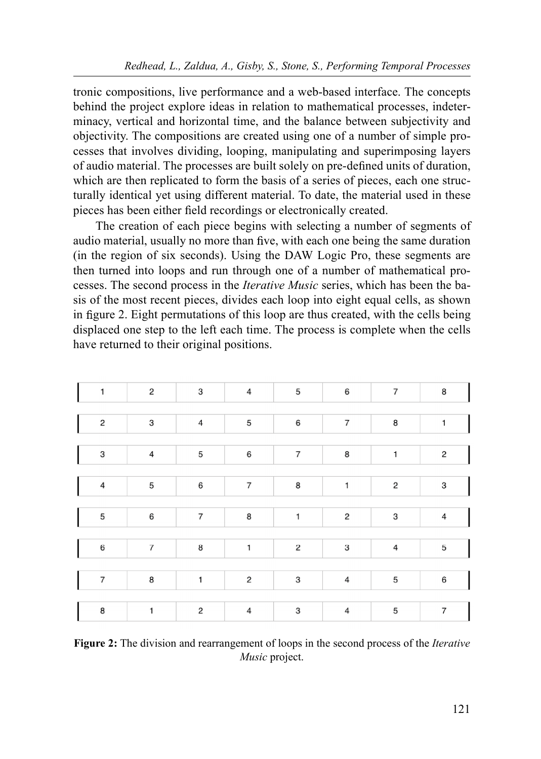tronic compositions, live performance and a web-based interface. The concepts behind the project explore ideas in relation to mathematical processes, indeterminacy, vertical and horizontal time, and the balance between subjectivity and objectivity. The compositions are created using one of a number of simple processes that involves dividing, looping, manipulating and superimposing layers of audio material. The processes are built solely on pre-defined units of duration, which are then replicated to form the basis of a series of pieces, each one structurally identical yet using different material. To date, the material used in these pieces has been either field recordings or electronically created.

The creation of each piece begins with selecting a number of segments of audio material, usually no more than five, with each one being the same duration (in the region of six seconds). Using the DAW Logic Pro, these segments are then turned into loops and run through one of a number of mathematical processes. The second process in the *Iterative Music* series, which has been the basis of the most recent pieces, divides each loop into eight equal cells, as shown in figure 2. Eight permutations of this loop are thus created, with the cells being displaced one step to the left each time. The process is complete when the cells have returned to their original positions.

| 1 | 2 | 3 | 4 | 5 | 6 | 7 | 8 |
|---|---|---|---|---|---|---|---|
| 2 | 3 | 4 | 5 | 6 | 7 | 8 | 1 |
| 3 | 4 | 5 | 6 | 7 | 8 | 1 | 2 |
| 4 | 5 | 6 | 7 | 8 | 1 | 2 | 3 |
| 5 | 6 | 7 | 8 | 1 | 2 | 3 | 4 |
| 6 | 7 | 8 | 1 | 2 | 3 | 4 | 5 |
| 7 | 8 | 1 | 2 | 3 | 4 | 5 | 6 |
| 8 | 1 | 2 | 4 | 3 | 4 | 5 | 7 |

**Figure 2:** The division and rearrangement of loops in the second process of the *Iterative Music* project.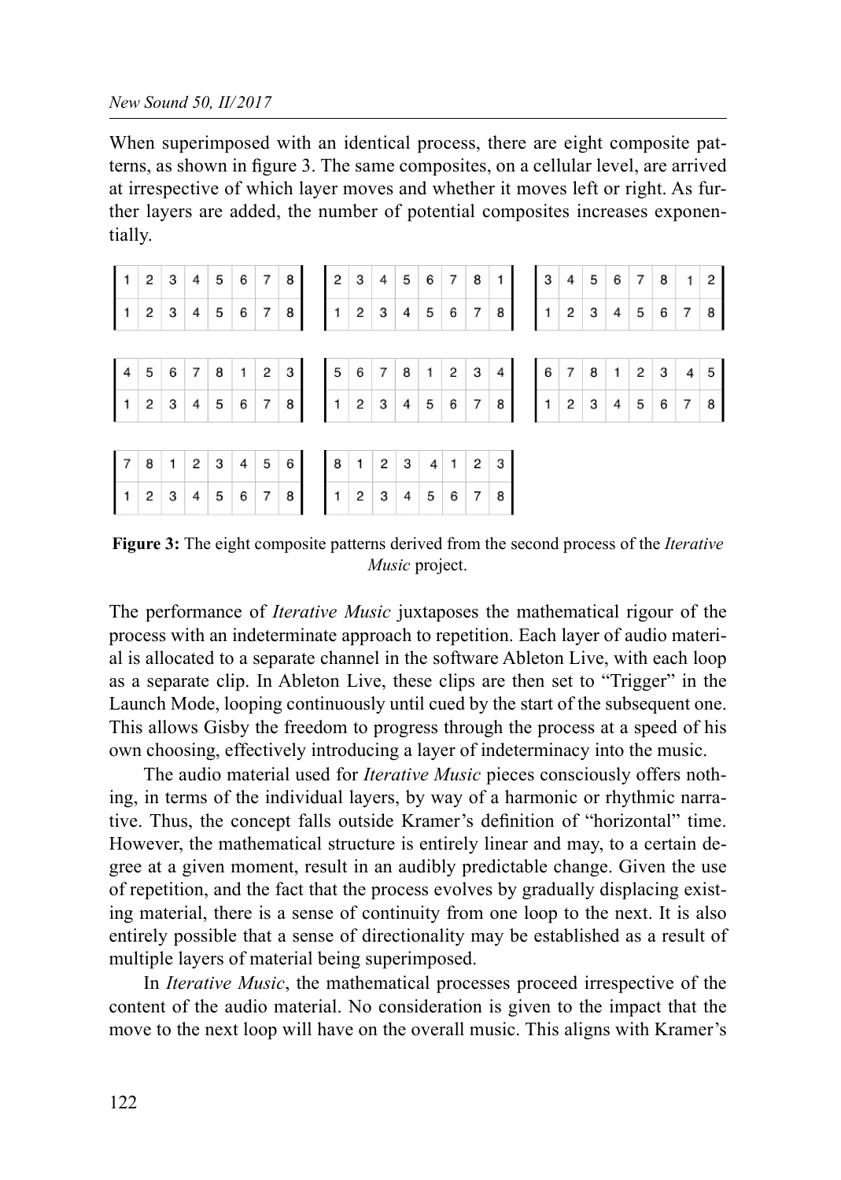When superimposed with an identical process, there are eight composite patterns, as shown in figure 3. The same composites, on a cellular level, are arrived at irrespective of which layer moves and whether it moves left or right. As further layers are added, the number of potential composites increases exponentially.

| 1 | 2 | 3 | 4 | 5 | 6 | 7 | 8 |
|---|---|---|---|---|---|---|---|
| 1 | 2 | 3 | 4 | 5 | 6 | 7 | 8 |

| 2 | 3 | 4 | 5 | 6 | 7 | 8 | 1 |
|---|---|---|---|---|---|---|---|
| 1 | 2 | 3 | 4 | 5 | 6 | 7 | 8 |

| 3 | 4 | 5 | 6 | 7 | 8 | 1 | 2 |
|---|---|---|---|---|---|---|---|
| 1 | 2 | 3 | 4 | 5 | 6 | 7 | 8 |

| 4 | 5 | 6 | 7 | 8 | 1 | 2 | 3 |
|---|---|---|---|---|---|---|---|
| 1 | 2 | 3 | 4 | 5 | 6 | 7 | 8 |

| 5 | 6 | 7 | 8 | 1 | 2 | 3 | 4 |
|---|---|---|---|---|---|---|---|
| 1 | 2 | 3 | 4 | 5 | 6 | 7 | 8 |

| 6 | 7 | 8 | 1 | 2 | 3 | 4 | 5 |
|---|---|---|---|---|---|---|---|
| 1 | 2 | 3 | 4 | 5 | 6 | 7 | 8 |

| 7 | 8 | 1 | 2 | 3 | 4 | 5 | 6 |
|---|---|---|---|---|---|---|---|
| 1 | 2 | 3 | 4 | 5 | 6 | 7 | 8 |

| 8 | 1 | 2 | 3 | 4 | 1 | 2 | 3 |
|---|---|---|---|---|---|---|---|
| 1 | 2 | 3 | 4 | 5 | 6 | 7 | 8 |

**Figure 3:** The eight composite patterns derived from the second process of the *Iterative Music* project.

The performance of *Iterative Music* juxtaposes the mathematical rigour of the process with an indeterminate approach to repetition. Each layer of audio material is allocated to a separate channel in the software Ableton Live, with each loop as a separate clip. In Ableton Live, these clips are then set to "Trigger" in the Launch Mode, looping continuously until cued by the start of the subsequent one. This allows Gisby the freedom to progress through the process at a speed of his own choosing, effectively introducing a layer of indeterminacy into the music.

The audio material used for *Iterative Music* pieces consciously offers nothing, in terms of the individual layers, by way of a harmonic or rhythmic narrative. Thus, the concept falls outside Kramer's definition of "horizontal" time. However, the mathematical structure is entirely linear and may, to a certain degree at a given moment, result in an audibly predictable change. Given the use of repetition, and the fact that the process evolves by gradually displacing existing material, there is a sense of continuity from one loop to the next. It is also entirely possible that a sense of directionality may be established as a result of multiple layers of material being superimposed.

In *Iterative Music*, the mathematical processes proceed irrespective of the content of the audio material. No consideration is given to the impact that the move to the next loop will have on the overall music. This aligns with Kramer's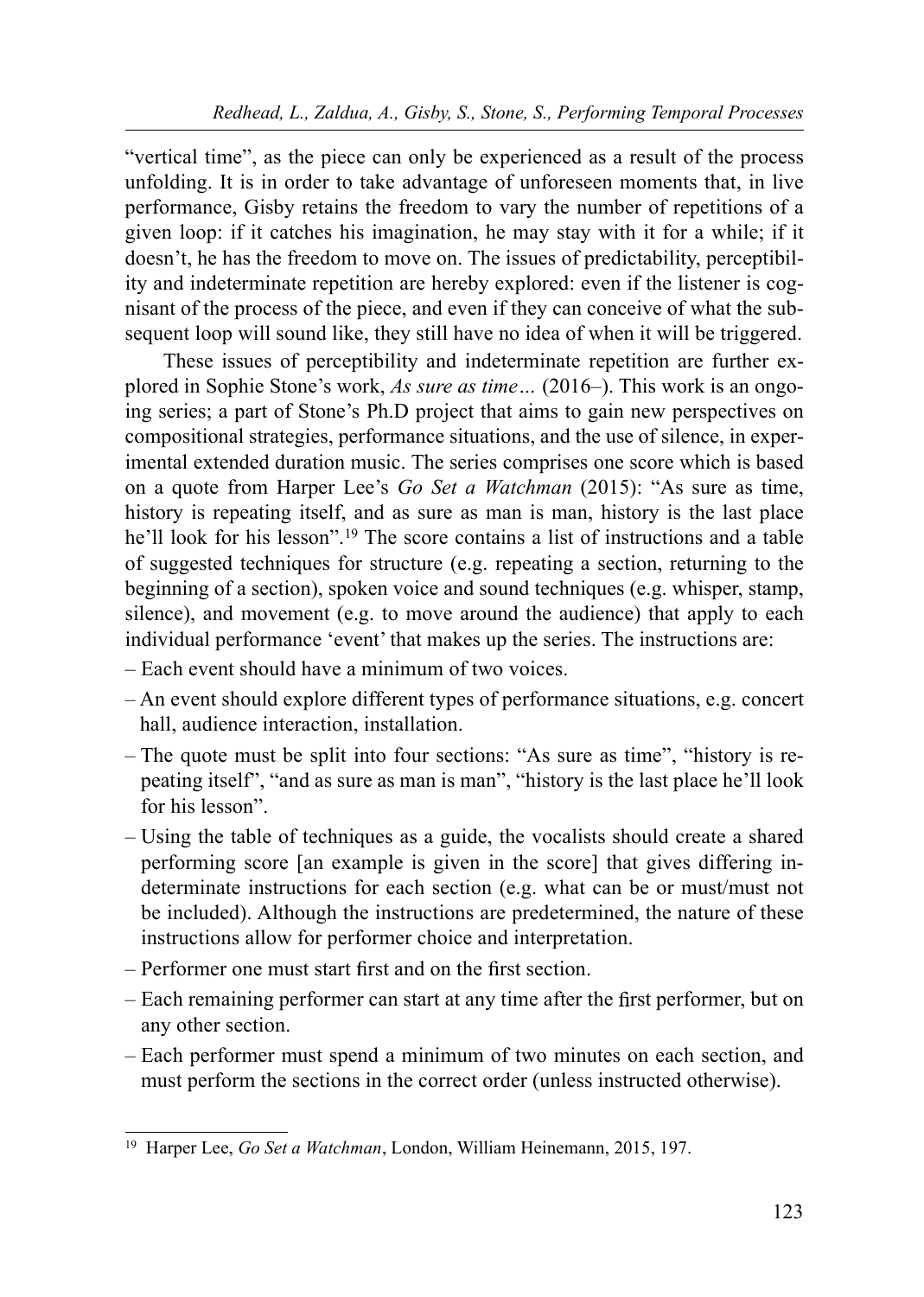"vertical time", as the piece can only be experienced as a result of the process unfolding. It is in order to take advantage of unforeseen moments that, in live performance, Gisby retains the freedom to vary the number of repetitions of a given loop: if it catches his imagination, he may stay with it for a while; if it doesn't, he has the freedom to move on. The issues of predictability, perceptibility and indeterminate repetition are hereby explored: even if the listener is cognisant of the process of the piece, and even if they can conceive of what the subsequent loop will sound like, they still have no idea of when it will be triggered.

These issues of perceptibility and indeterminate repetition are further explored in Sophie Stone's work, *As sure as time…* (2016–). This work is an ongoing series; a part of Stone's Ph.D project that aims to gain new perspectives on compositional strategies, performance situations, and the use of silence, in experimental extended duration music. The series comprises one score which is based on a quote from Harper Lee's *Go Set a Watchman* (2015): "As sure as time, history is repeating itself, and as sure as man is man, history is the last place he'll look for his lesson".[19] The score contains a list of instructions and a table of suggested techniques for structure (e.g. repeating a section, returning to the beginning of a section), spoken voice and sound techniques (e.g. whisper, stamp, silence), and movement (e.g. to move around the audience) that apply to each individual performance 'event' that makes up the series. The instructions are:

- Each event should have a minimum of two voices.
- An event should explore different types of performance situations, e.g. concert hall, audience interaction, installation.
- The quote must be split into four sections: "As sure as time", "history is repeating itself", "and as sure as man is man", "history is the last place he'll look for his lesson".
- Using the table of techniques as a guide, the vocalists should create a shared performing score [an example is given in the score] that gives differing indeterminate instructions for each section (e.g. what can be or must/must not be included). Although the instructions are predetermined, the nature of these instructions allow for performer choice and interpretation.
- Performer one must start first and on the first section.
- Each remaining performer can start at any time after the first performer, but on any other section.
- Each performer must spend a minimum of two minutes on each section, and must perform the sections in the correct order (unless instructed otherwise).

---

[19] Harper Lee, *Go Set a Watchman*, London, William Heinemann, 2015, 197.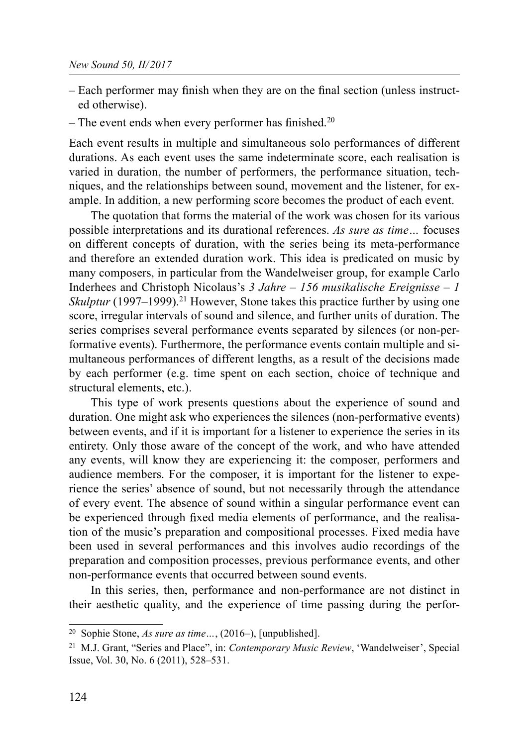– Each performer may finish when they are on the final section (unless instructed otherwise).

– The event ends when every performer has finished.[20]

Each event results in multiple and simultaneous solo performances of different durations. As each event uses the same indeterminate score, each realisation is varied in duration, the number of performers, the performance situation, techniques, and the relationships between sound, movement and the listener, for example. In addition, a new performing score becomes the product of each event.

The quotation that forms the material of the work was chosen for its various possible interpretations and its durational references. *As sure as time…* focuses on different concepts of duration, with the series being its meta-performance and therefore an extended duration work. This idea is predicated on music by many composers, in particular from the Wandelweiser group, for example Carlo Inderhees and Christoph Nicolaus's *3 Jahre – 156 musikalische Ereignisse – 1 Skulptur* (1997–1999).[21] However, Stone takes this practice further by using one score, irregular intervals of sound and silence, and further units of duration. The series comprises several performance events separated by silences (or non-performative events). Furthermore, the performance events contain multiple and simultaneous performances of different lengths, as a result of the decisions made by each performer (e.g. time spent on each section, choice of technique and structural elements, etc.).

This type of work presents questions about the experience of sound and duration. One might ask who experiences the silences (non-performative events) between events, and if it is important for a listener to experience the series in its entirety. Only those aware of the concept of the work, and who have attended any events, will know they are experiencing it: the composer, performers and audience members. For the composer, it is important for the listener to experience the series' absence of sound, but not necessarily through the attendance of every event. The absence of sound within a singular performance event can be experienced through fixed media elements of performance, and the realisation of the music's preparation and compositional processes. Fixed media have been used in several performances and this involves audio recordings of the preparation and composition processes, previous performance events, and other non-performance events that occurred between sound events.

In this series, then, performance and non-performance are not distinct in their aesthetic quality, and the experience of time passing during the perfor-

---

[20] Sophie Stone, *As sure as time…*, (2016–), [unpublished].

[21] M.J. Grant, "Series and Place", in: *Contemporary Music Review*, 'Wandelweiser', Special Issue, Vol. 30, No. 6 (2011), 528–531.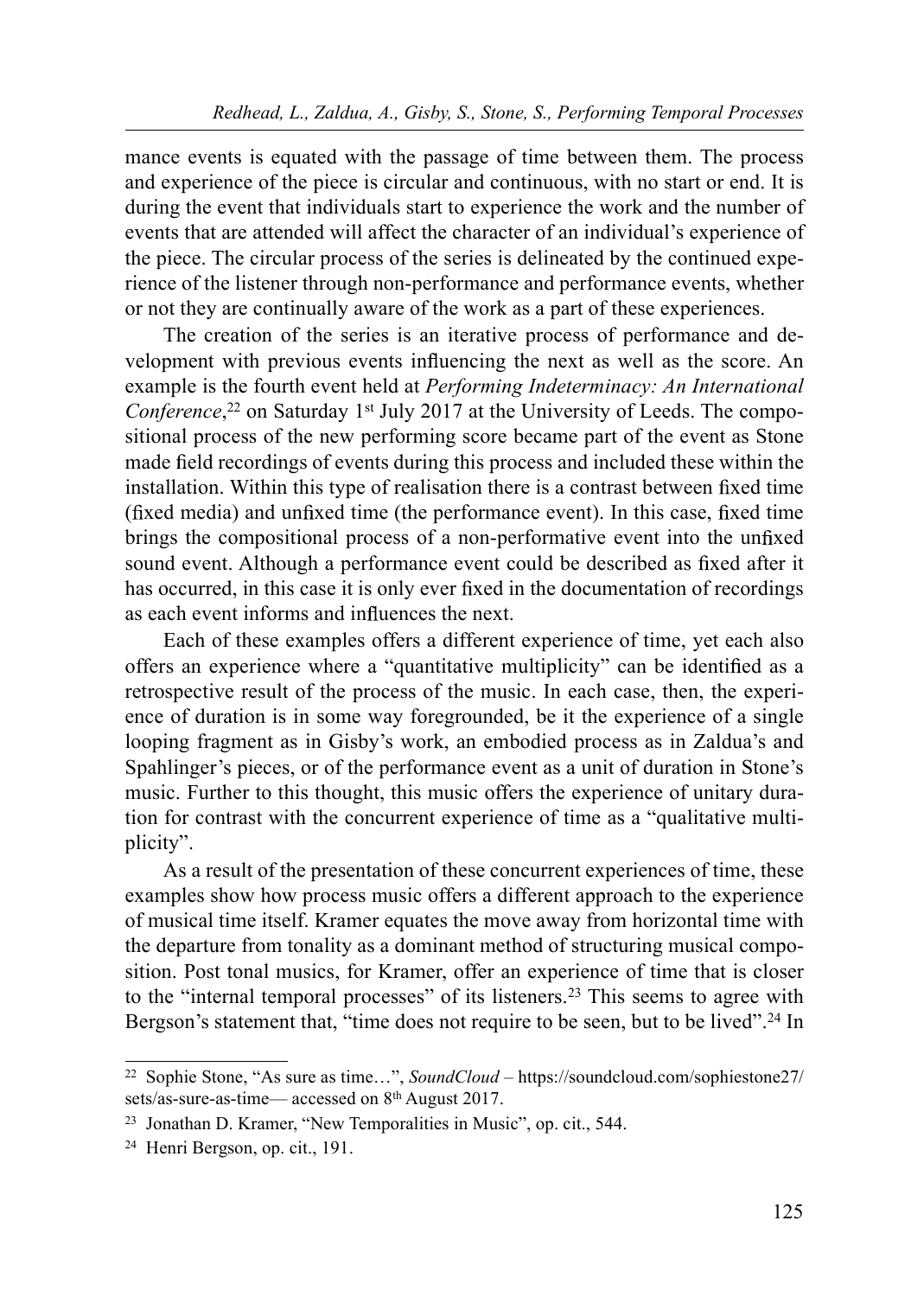mance events is equated with the passage of time between them. The process and experience of the piece is circular and continuous, with no start or end. It is during the event that individuals start to experience the work and the number of events that are attended will affect the character of an individual's experience of the piece. The circular process of the series is delineated by the continued experience of the listener through non-performance and performance events, whether or not they are continually aware of the work as a part of these experiences.

The creation of the series is an iterative process of performance and development with previous events influencing the next as well as the score. An example is the fourth event held at *Performing Indeterminacy: An International Conference*,[22] on Saturday 1st July 2017 at the University of Leeds. The compositional process of the new performing score became part of the event as Stone made field recordings of events during this process and included these within the installation. Within this type of realisation there is a contrast between fixed time (fixed media) and unfixed time (the performance event). In this case, fixed time brings the compositional process of a non-performative event into the unfixed sound event. Although a performance event could be described as fixed after it has occurred, in this case it is only ever fixed in the documentation of recordings as each event informs and influences the next.

Each of these examples offers a different experience of time, yet each also offers an experience where a "quantitative multiplicity" can be identified as a retrospective result of the process of the music. In each case, then, the experience of duration is in some way foregrounded, be it the experience of a single looping fragment as in Gisby's work, an embodied process as in Zaldua's and Spahlinger's pieces, or of the performance event as a unit of duration in Stone's music. Further to this thought, this music offers the experience of unitary duration for contrast with the concurrent experience of time as a "qualitative multiplicity".

As a result of the presentation of these concurrent experiences of time, these examples show how process music offers a different approach to the experience of musical time itself. Kramer equates the move away from horizontal time with the departure from tonality as a dominant method of structuring musical composition. Post tonal musics, for Kramer, offer an experience of time that is closer to the "internal temporal processes" of its listeners.[23] This seems to agree with Bergson's statement that, "time does not require to be seen, but to be lived".[24] In

---

22 Sophie Stone, "As sure as time…", *SoundCloud* – https://soundcloud.com/sophiestone27/sets/as-sure-as-time— accessed on 8th August 2017.

23 Jonathan D. Kramer, "New Temporalities in Music", op. cit., 544.

24 Henri Bergson, op. cit., 191.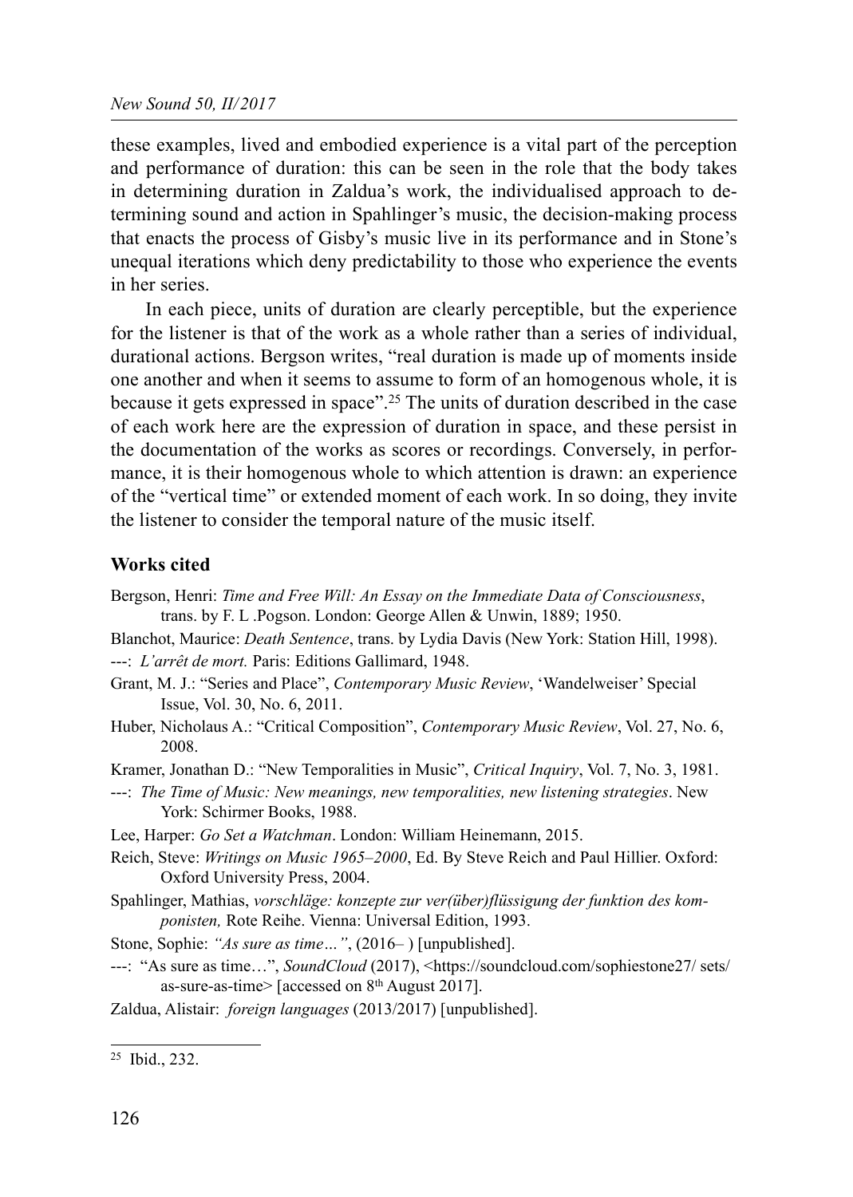these examples, lived and embodied experience is a vital part of the perception and performance of duration: this can be seen in the role that the body takes in determining duration in Zaldua's work, the individualised approach to determining sound and action in Spahlinger's music, the decision-making process that enacts the process of Gisby's music live in its performance and in Stone's unequal iterations which deny predictability to those who experience the events in her series.

In each piece, units of duration are clearly perceptible, but the experience for the listener is that of the work as a whole rather than a series of individual, durational actions. Bergson writes, "real duration is made up of moments inside one another and when it seems to assume to form of an homogenous whole, it is because it gets expressed in space".[25] The units of duration described in the case of each work here are the expression of duration in space, and these persist in the documentation of the works as scores or recordings. Conversely, in performance, it is their homogenous whole to which attention is drawn: an experience of the "vertical time" or extended moment of each work. In so doing, they invite the listener to consider the temporal nature of the music itself.

### Works cited

Bergson, Henri: *Time and Free Will: An Essay on the Immediate Data of Consciousness*, trans. by F. L .Pogson. London: George Allen & Unwin, 1889; 1950.

Blanchot, Maurice: *Death Sentence*, trans. by Lydia Davis (New York: Station Hill, 1998).

---: *L'arrêt de mort.* Paris: Editions Gallimard, 1948.

Grant, M. J.: "Series and Place", *Contemporary Music Review*, 'Wandelweiser' Special Issue, Vol. 30, No. 6, 2011.

Huber, Nicholaus A.: "Critical Composition", *Contemporary Music Review*, Vol. 27, No. 6, 2008.

Kramer, Jonathan D.: "New Temporalities in Music", *Critical Inquiry*, Vol. 7, No. 3, 1981.

---: *The Time of Music: New meanings, new temporalities, new listening strategies*. New York: Schirmer Books, 1988.

Lee, Harper: *Go Set a Watchman*. London: William Heinemann, 2015.

Reich, Steve: *Writings on Music 1965–2000*, Ed. By Steve Reich and Paul Hillier. Oxford: Oxford University Press, 2004.

Spahlinger, Mathias, *vorschläge: konzepte zur ver(über)flüssigung der funktion des komponisten,* Rote Reihe. Vienna: Universal Edition, 1993.

Stone, Sophie: *"As sure as time…"*, (2016– ) [unpublished].

---: "As sure as time…", *SoundCloud* (2017), <https://soundcloud.com/sophiestone27/ sets/as-sure-as-time> [accessed on 8th August 2017].

Zaldua, Alistair: *foreign languages* (2013/2017) [unpublished].

---

[25] Ibid., 232.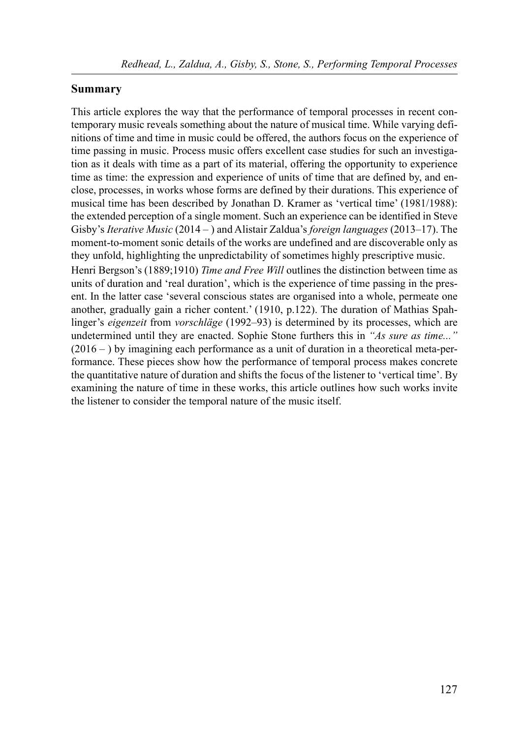## Summary

This article explores the way that the performance of temporal processes in recent contemporary music reveals something about the nature of musical time. While varying definitions of time and time in music could be offered, the authors focus on the experience of time passing in music. Process music offers excellent case studies for such an investigation as it deals with time as a part of its material, offering the opportunity to experience time as time: the expression and experience of units of time that are defined by, and enclose, processes, in works whose forms are defined by their durations. This experience of musical time has been described by Jonathan D. Kramer as 'vertical time' (1981/1988): the extended perception of a single moment. Such an experience can be identified in Steve Gisby's *Iterative Music* (2014 – ) and Alistair Zaldua's *foreign languages* (2013–17). The moment-to-moment sonic details of the works are undefined and are discoverable only as they unfold, highlighting the unpredictability of sometimes highly prescriptive music.

Henri Bergson's (1889;1910) *Time and Free Will* outlines the distinction between time as units of duration and 'real duration', which is the experience of time passing in the present. In the latter case 'several conscious states are organised into a whole, permeate one another, gradually gain a richer content.' (1910, p.122). The duration of Mathias Spahlinger's *eigenzeit* from *vorschläge* (1992–93) is determined by its processes, which are undetermined until they are enacted. Sophie Stone furthers this in *"As sure as time..."* (2016 – ) by imagining each performance as a unit of duration in a theoretical meta-performance. These pieces show how the performance of temporal process makes concrete the quantitative nature of duration and shifts the focus of the listener to 'vertical time'. By examining the nature of time in these works, this article outlines how such works invite the listener to consider the temporal nature of the music itself.